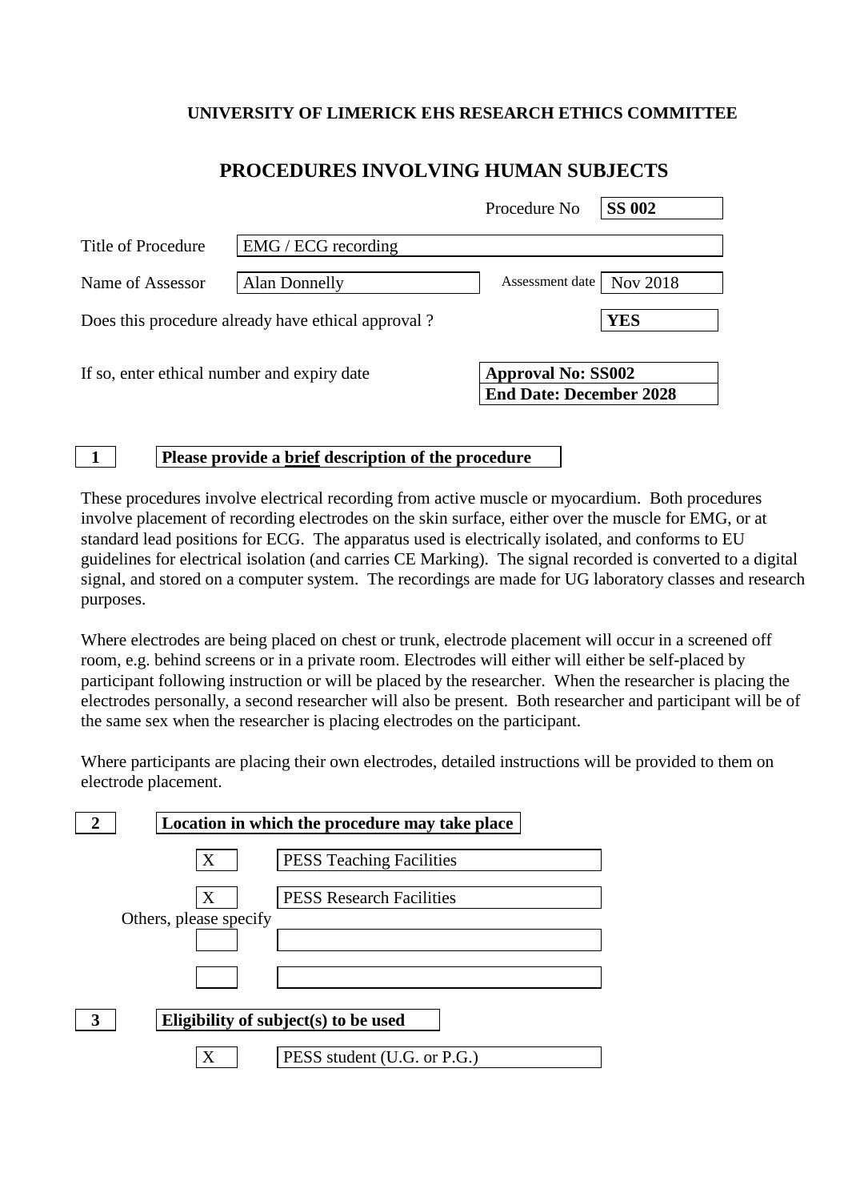**UNIVERSITY OF LIMERICK EHS RESEARCH ETHICS COMMITTEE**

# PROCEDURES INVOLVING HUMAN SUBJECTS

Procedure No **SS 002**

Title of Procedure: EMG / ECG recording

Name of Assessor: Alan Donnelly

Assessment date: Nov 2018

Does this procedure already have ethical approval ? **YES**

If so, enter ethical number and expiry date: **Approval No: SS002**
**End Date: December 2028**

## 1 Please provide a brief description of the procedure

These procedures involve electrical recording from active muscle or myocardium. Both procedures involve placement of recording electrodes on the skin surface, either over the muscle for EMG, or at standard lead positions for ECG. The apparatus used is electrically isolated, and conforms to EU guidelines for electrical isolation (and carries CE Marking). The signal recorded is converted to a digital signal, and stored on a computer system. The recordings are made for UG laboratory classes and research purposes.

Where electrodes are being placed on chest or trunk, electrode placement will occur in a screened off room, e.g. behind screens or in a private room. Electrodes will either will either be self-placed by participant following instruction or will be placed by the researcher. When the researcher is placing the electrodes personally, a second researcher will also be present. Both researcher and participant will be of the same sex when the researcher is placing electrodes on the participant.

Where participants are placing their own electrodes, detailed instructions will be provided to them on electrode placement.

## 2 Location in which the procedure may take place

- [X] PESS Teaching Facilities
- [X] PESS Research Facilities

Others, please specify

- [ ]
- [ ]

## 3 Eligibility of subject(s) to be used

- [X] PESS student (U.G. or P.G.)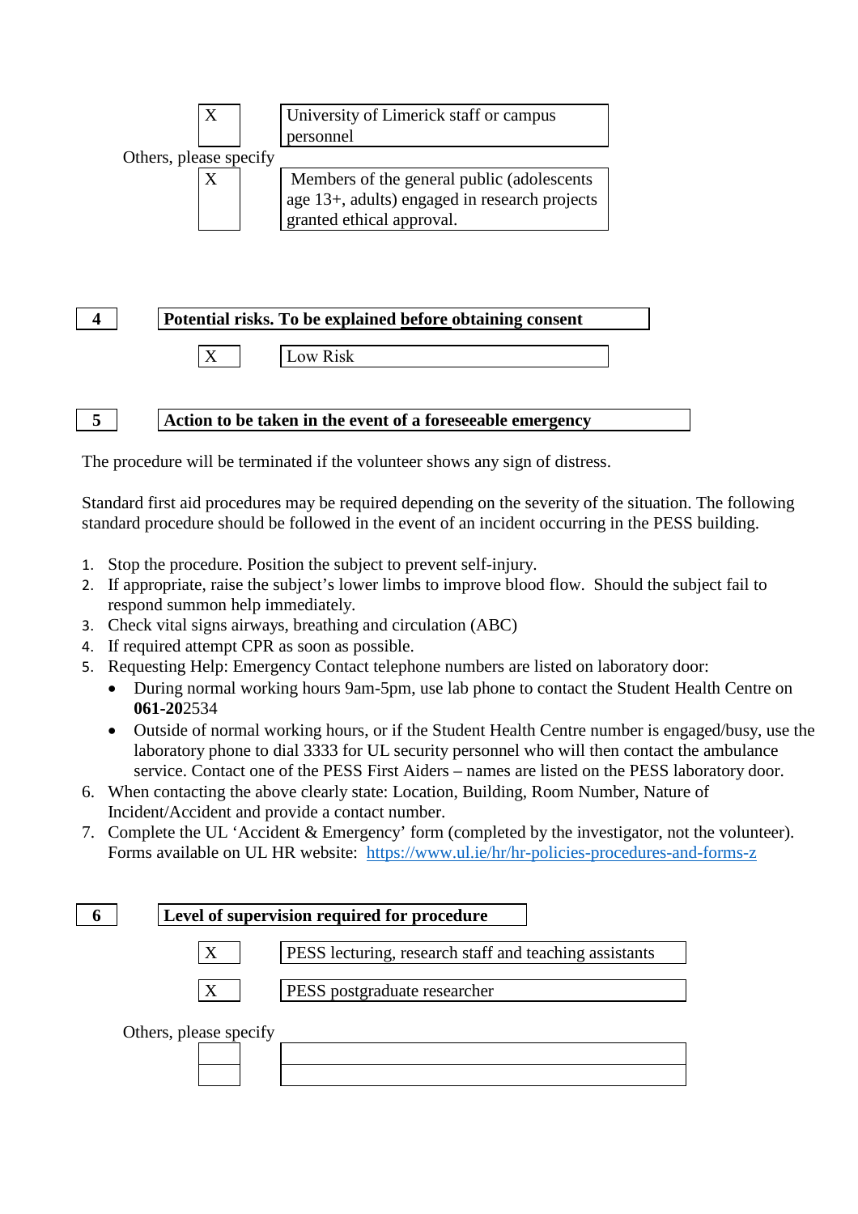| X | University of Limerick staff or campus personnel |
|---|---|

Others, please specify

| X | Members of the general public (adolescents age 13+, adults) engaged in research projects granted ethical approval. |
|---|---|

## 4 Potential risks. To be explained before obtaining consent

| X | Low Risk |
|---|---|

## 5 Action to be taken in the event of a foreseeable emergency

The procedure will be terminated if the volunteer shows any sign of distress.

Standard first aid procedures may be required depending on the severity of the situation. The following standard procedure should be followed in the event of an incident occurring in the PESS building.

1. Stop the procedure. Position the subject to prevent self-injury.
2. If appropriate, raise the subject's lower limbs to improve blood flow. Should the subject fail to respond summon help immediately.
3. Check vital signs airways, breathing and circulation (ABC)
4. If required attempt CPR as soon as possible.
5. Requesting Help: Emergency Contact telephone numbers are listed on laboratory door:
   - During normal working hours 9am-5pm, use lab phone to contact the Student Health Centre on **061-20**2534
   - Outside of normal working hours, or if the Student Health Centre number is engaged/busy, use the laboratory phone to dial 3333 for UL security personnel who will then contact the ambulance service. Contact one of the PESS First Aiders – names are listed on the PESS laboratory door.
6. When contacting the above clearly state: Location, Building, Room Number, Nature of Incident/Accident and provide a contact number.
7. Complete the UL 'Accident & Emergency' form (completed by the investigator, not the volunteer). Forms available on UL HR website: https://www.ul.ie/hr/hr-policies-procedures-and-forms-z

## 6 Level of supervision required for procedure

| X | PESS lecturing, research staff and teaching assistants |
|---|---|
| X | PESS postgraduate researcher |

Others, please specify

| | |
|---|---|
| | |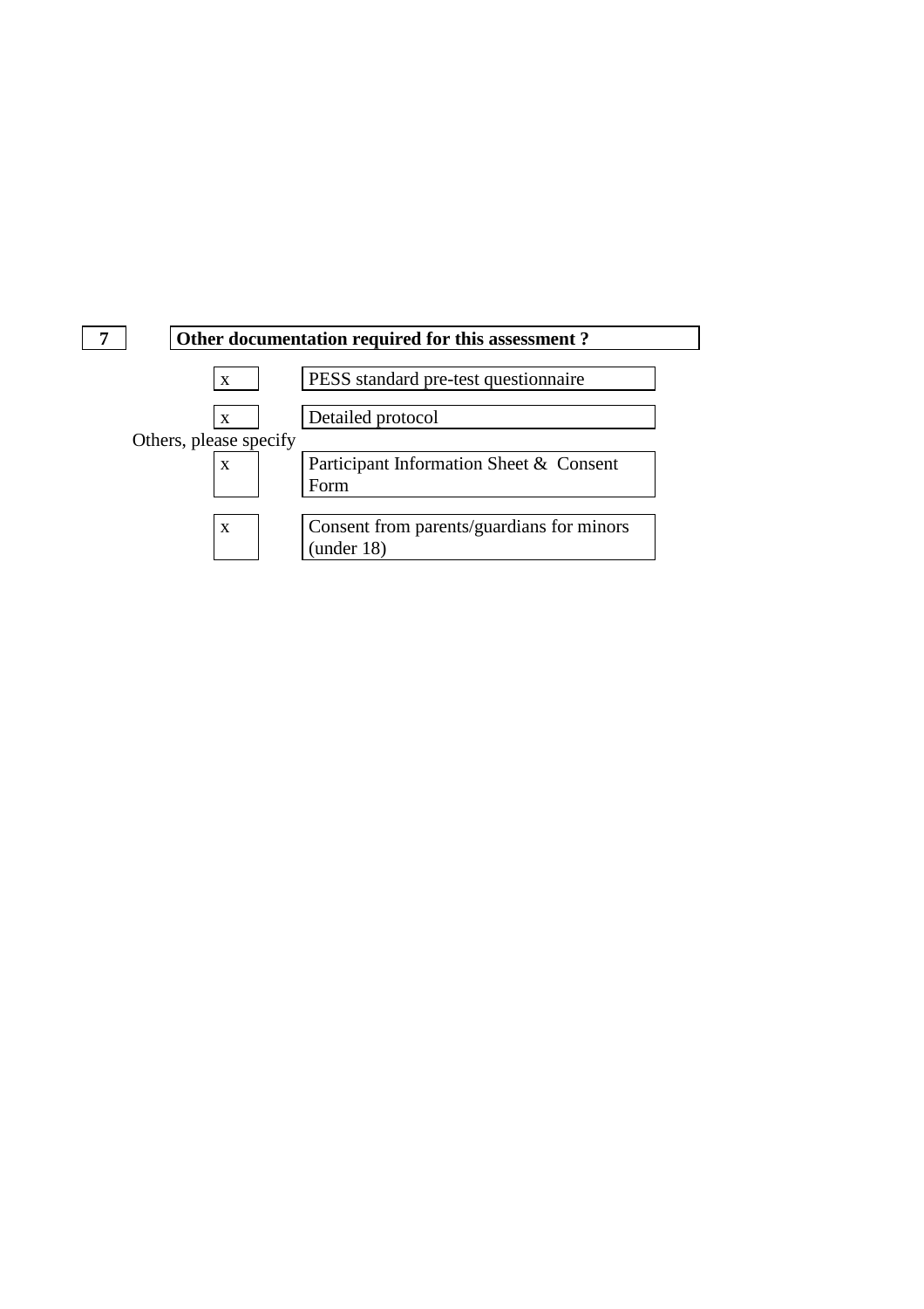**7** **Other documentation required for this assessment ?**

| | |
|---|---|
| x | PESS standard pre-test questionnaire |
| x | Detailed protocol |

Others, please specify

| | |
|---|---|
| x | Participant Information Sheet & Consent Form |
| x | Consent from parents/guardians for minors (under 18) |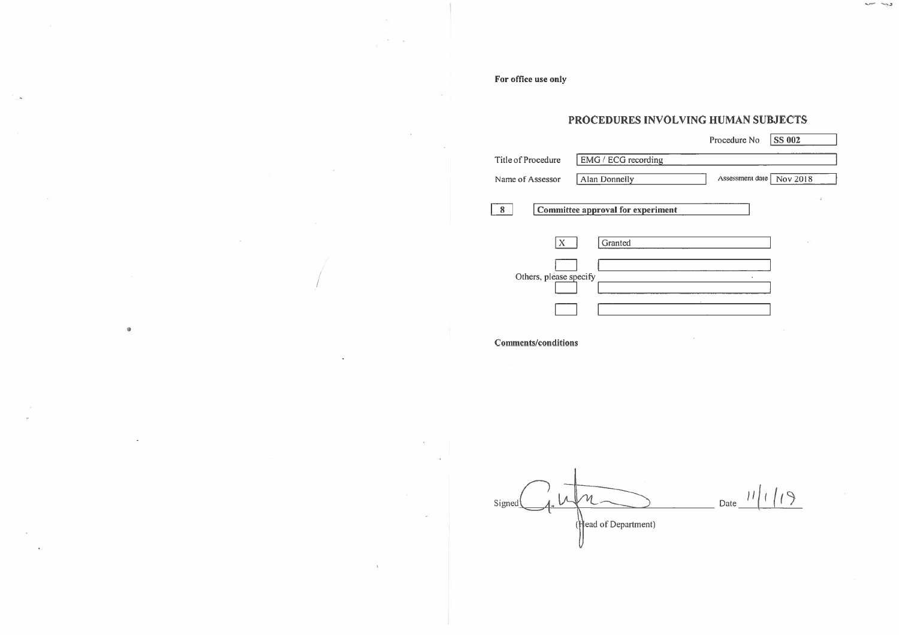**For office use only**

## PROCEDURES INVOLVING HUMAN SUBJECTS

Procedure No: **SS 002**

Title of Procedure: EMG / ECG recording

Name of Assessor: Alan Donnelly

Assessment date: Nov 2018

**8** **Committee approval for experiment**

| | |
|---|---|
| X | Granted |
| | |
| Others, please specify | |
| | |

**Comments/conditions**

Signed ____________________ Date 11/1/19

(Head of Department)